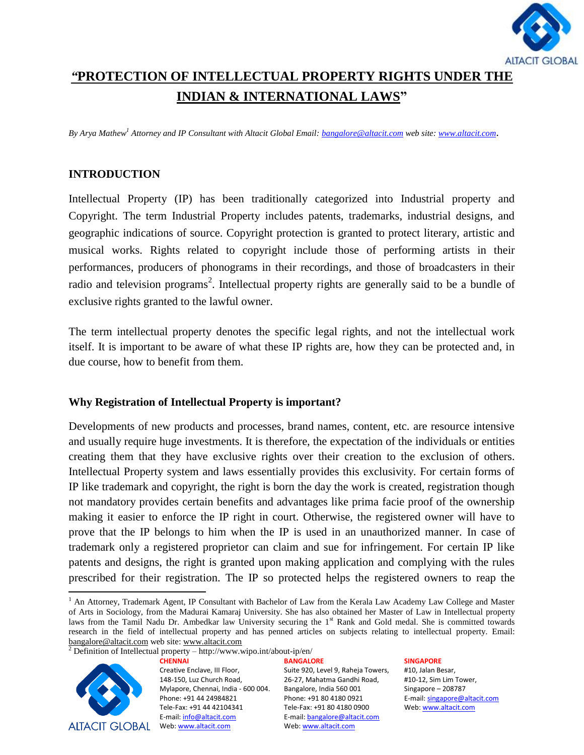# "PROTECTION OF INTELLECTUAL PROPERTY RIGHTS UNDER THE INDIAN & INTERNATIONAL LAWS"

*By Arya Mathew[1] Attorney and IP Consultant with Altacit Global Email: bangalore@altacit.com web site: www.altacit.com.*

## INTRODUCTION

Intellectual Property (IP) has been traditionally categorized into Industrial property and Copyright. The term Industrial Property includes patents, trademarks, industrial designs, and geographic indications of source. Copyright protection is granted to protect literary, artistic and musical works. Rights related to copyright include those of performing artists in their performances, producers of phonograms in their recordings, and those of broadcasters in their radio and television programs[2]. Intellectual property rights are generally said to be a bundle of exclusive rights granted to the lawful owner.

The term intellectual property denotes the specific legal rights, and not the intellectual work itself. It is important to be aware of what these IP rights are, how they can be protected and, in due course, how to benefit from them.

### Why Registration of Intellectual Property is important?

Developments of new products and processes, brand names, content, etc. are resource intensive and usually require huge investments. It is therefore, the expectation of the individuals or entities creating them that they have exclusive rights over their creation to the exclusion of others. Intellectual Property system and laws essentially provides this exclusivity. For certain forms of IP like trademark and copyright, the right is born the day the work is created, registration though not mandatory provides certain benefits and advantages like prima facie proof of the ownership making it easier to enforce the IP right in court. Otherwise, the registered owner will have to prove that the IP belongs to him when the IP is used in an unauthorized manner. In case of trademark only a registered proprietor can claim and sue for infringement. For certain IP like patents and designs, the right is granted upon making application and complying with the rules prescribed for their registration. The IP so protected helps the registered owners to reap the

---

[1] An Attorney, Trademark Agent, IP Consultant with Bachelor of Law from the Kerala Law Academy Law College and Master of Arts in Sociology, from the Madurai Kamaraj University. She has also obtained her Master of Law in Intellectual property laws from the Tamil Nadu Dr. Ambedkar law University securing the 1st Rank and Gold medal. She is committed towards research in the field of intellectual property and has penned articles on subjects relating to intellectual property. Email: bangalore@altacit.com web site: www.altacit.com

[2] Definition of Intellectual property – http://www.wipo.int/about-ip/en/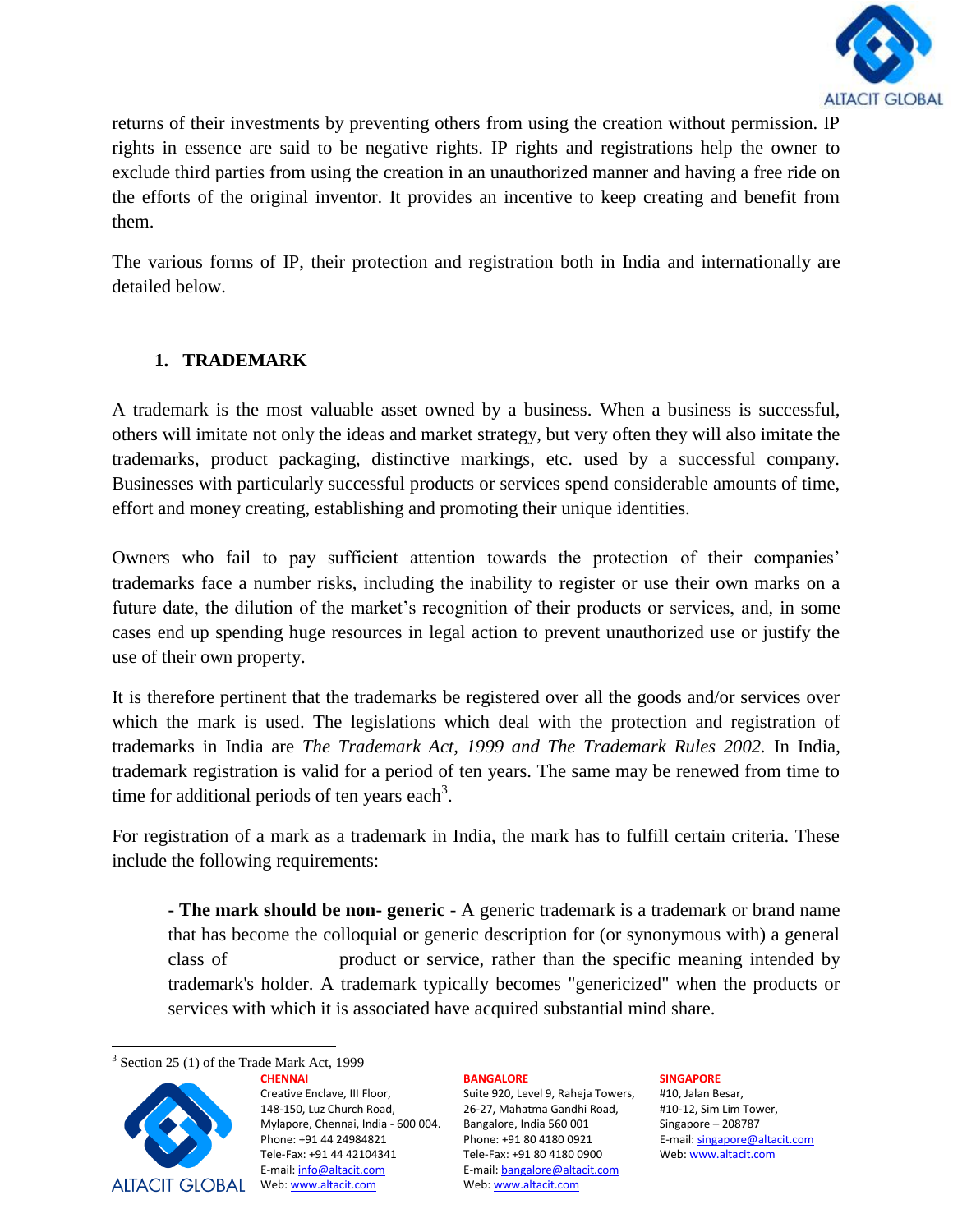returns of their investments by preventing others from using the creation without permission. IP rights in essence are said to be negative rights. IP rights and registrations help the owner to exclude third parties from using the creation in an unauthorized manner and having a free ride on the efforts of the original inventor. It provides an incentive to keep creating and benefit from them.

The various forms of IP, their protection and registration both in India and internationally are detailed below.

## 1. TRADEMARK

A trademark is the most valuable asset owned by a business. When a business is successful, others will imitate not only the ideas and market strategy, but very often they will also imitate the trademarks, product packaging, distinctive markings, etc. used by a successful company. Businesses with particularly successful products or services spend considerable amounts of time, effort and money creating, establishing and promoting their unique identities.

Owners who fail to pay sufficient attention towards the protection of their companies' trademarks face a number risks, including the inability to register or use their own marks on a future date, the dilution of the market's recognition of their products or services, and, in some cases end up spending huge resources in legal action to prevent unauthorized use or justify the use of their own property.

It is therefore pertinent that the trademarks be registered over all the goods and/or services over which the mark is used. The legislations which deal with the protection and registration of trademarks in India are *The Trademark Act, 1999 and The Trademark Rules 2002.* In India, trademark registration is valid for a period of ten years. The same may be renewed from time to time for additional periods of ten years each[3].

For registration of a mark as a trademark in India, the mark has to fulfill certain criteria. These include the following requirements:

> **- The mark should be non- generic** - A generic trademark is a trademark or brand name that has become the colloquial or generic description for (or synonymous with) a general class of product or service, rather than the specific meaning intended by trademark's holder. A trademark typically becomes "genericized" when the products or services with which it is associated have acquired substantial mind share.

---

[3] Section 25 (1) of the Trade Mark Act, 1999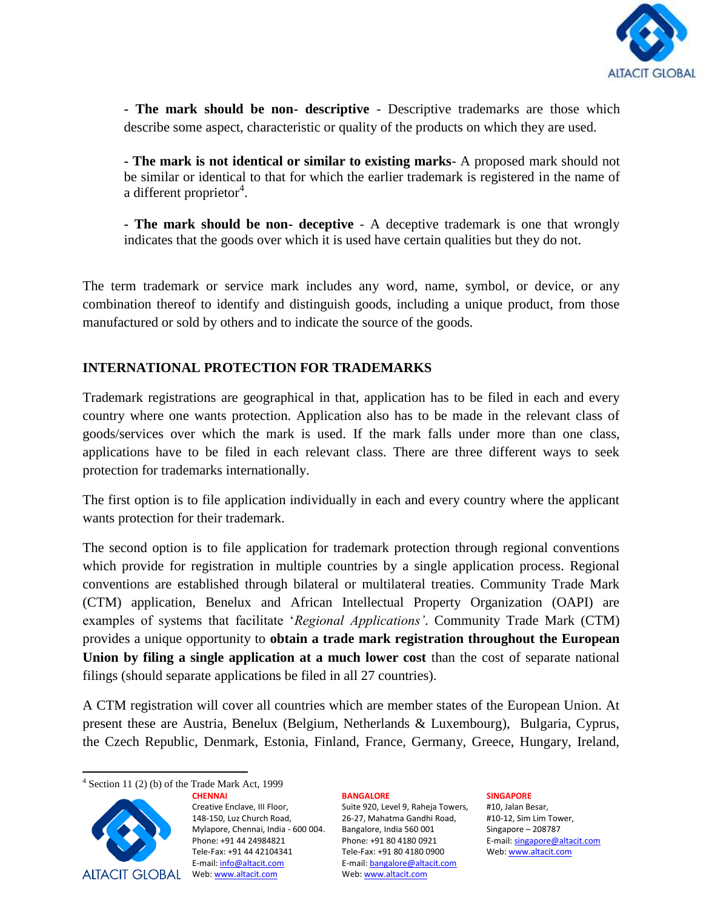**- The mark should be non- descriptive** - Descriptive trademarks are those which describe some aspect, characteristic or quality of the products on which they are used.

**- The mark is not identical or similar to existing marks**- A proposed mark should not be similar or identical to that for which the earlier trademark is registered in the name of a different proprietor[4].

**- The mark should be non- deceptive** - A deceptive trademark is one that wrongly indicates that the goods over which it is used have certain qualities but they do not.

The term trademark or service mark includes any word, name, symbol, or device, or any combination thereof to identify and distinguish goods, including a unique product, from those manufactured or sold by others and to indicate the source of the goods.

## INTERNATIONAL PROTECTION FOR TRADEMARKS

Trademark registrations are geographical in that, application has to be filed in each and every country where one wants protection. Application also has to be made in the relevant class of goods/services over which the mark is used. If the mark falls under more than one class, applications have to be filed in each relevant class. There are three different ways to seek protection for trademarks internationally.

The first option is to file application individually in each and every country where the applicant wants protection for their trademark.

The second option is to file application for trademark protection through regional conventions which provide for registration in multiple countries by a single application process. Regional conventions are established through bilateral or multilateral treaties. Community Trade Mark (CTM) application, Benelux and African Intellectual Property Organization (OAPI) are examples of systems that facilitate '*Regional Applications*'. Community Trade Mark (CTM) provides a unique opportunity to **obtain a trade mark registration throughout the European Union by filing a single application at a much lower cost** than the cost of separate national filings (should separate applications be filed in all 27 countries).

A CTM registration will cover all countries which are member states of the European Union. At present these are Austria, Benelux (Belgium, Netherlands & Luxembourg), Bulgaria, Cyprus, the Czech Republic, Denmark, Estonia, Finland, France, Germany, Greece, Hungary, Ireland,

[4] Section 11 (2) (b) of the Trade Mark Act, 1999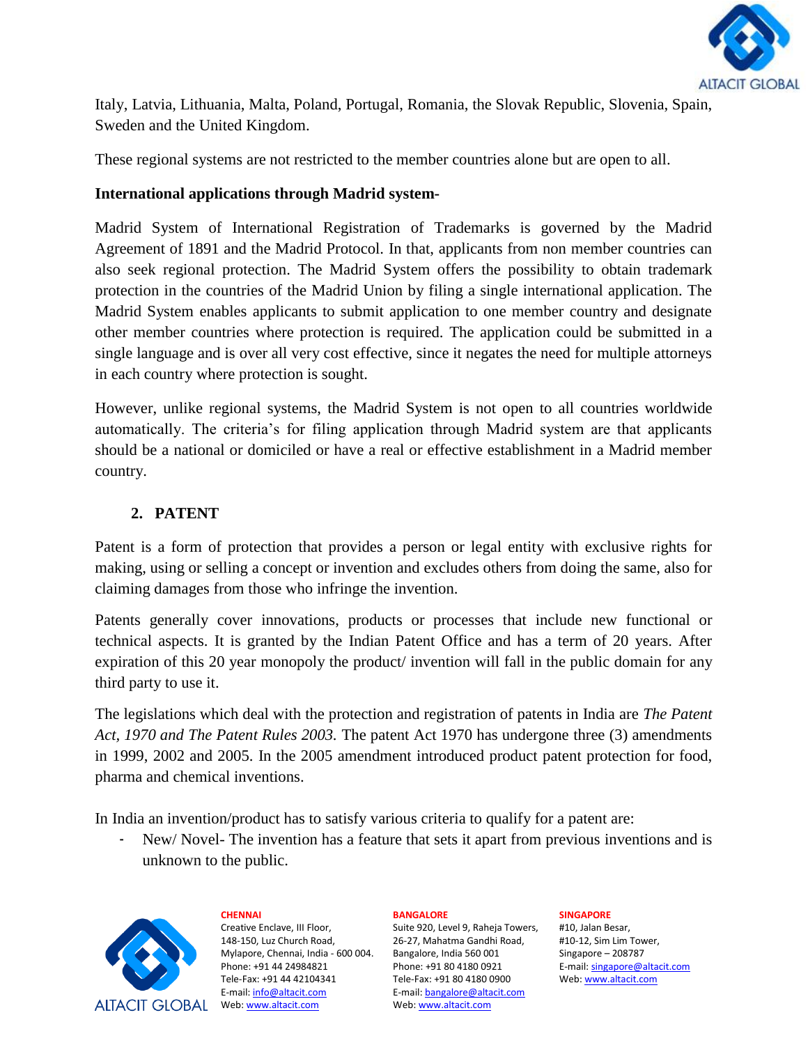Italy, Latvia, Lithuania, Malta, Poland, Portugal, Romania, the Slovak Republic, Slovenia, Spain, Sweden and the United Kingdom.

These regional systems are not restricted to the member countries alone but are open to all.

**International applications through Madrid system-**

Madrid System of International Registration of Trademarks is governed by the Madrid Agreement of 1891 and the Madrid Protocol. In that, applicants from non member countries can also seek regional protection. The Madrid System offers the possibility to obtain trademark protection in the countries of the Madrid Union by filing a single international application. The Madrid System enables applicants to submit application to one member country and designate other member countries where protection is required. The application could be submitted in a single language and is over all very cost effective, since it negates the need for multiple attorneys in each country where protection is sought.

However, unlike regional systems, the Madrid System is not open to all countries worldwide automatically. The criteria's for filing application through Madrid system are that applicants should be a national or domiciled or have a real or effective establishment in a Madrid member country.

## 2. PATENT

Patent is a form of protection that provides a person or legal entity with exclusive rights for making, using or selling a concept or invention and excludes others from doing the same, also for claiming damages from those who infringe the invention.

Patents generally cover innovations, products or processes that include new functional or technical aspects. It is granted by the Indian Patent Office and has a term of 20 years. After expiration of this 20 year monopoly the product/ invention will fall in the public domain for any third party to use it.

The legislations which deal with the protection and registration of patents in India are *The Patent Act, 1970 and The Patent Rules 2003.* The patent Act 1970 has undergone three (3) amendments in 1999, 2002 and 2005. In the 2005 amendment introduced product patent protection for food, pharma and chemical inventions.

In India an invention/product has to satisfy various criteria to qualify for a patent are:

- New/ Novel- The invention has a feature that sets it apart from previous inventions and is unknown to the public.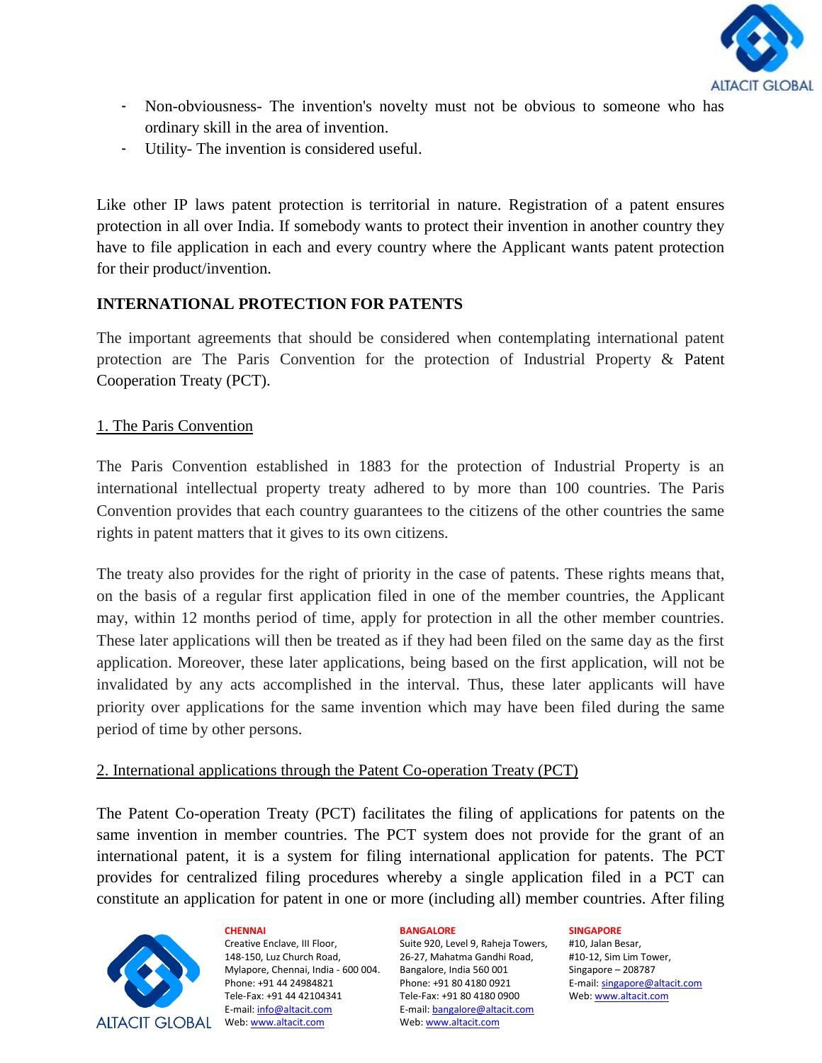- Non-obviousness- The invention's novelty must not be obvious to someone who has ordinary skill in the area of invention.
- Utility- The invention is considered useful.

Like other IP laws patent protection is territorial in nature. Registration of a patent ensures protection in all over India. If somebody wants to protect their invention in another country they have to file application in each and every country where the Applicant wants patent protection for their product/invention.

## INTERNATIONAL PROTECTION FOR PATENTS

The important agreements that should be considered when contemplating international patent protection are The Paris Convention for the protection of Industrial Property & Patent Cooperation Treaty (PCT).

### 1. The Paris Convention

The Paris Convention established in 1883 for the protection of Industrial Property is an international intellectual property treaty adhered to by more than 100 countries. The Paris Convention provides that each country guarantees to the citizens of the other countries the same rights in patent matters that it gives to its own citizens.

The treaty also provides for the right of priority in the case of patents. These rights means that, on the basis of a regular first application filed in one of the member countries, the Applicant may, within 12 months period of time, apply for protection in all the other member countries. These later applications will then be treated as if they had been filed on the same day as the first application. Moreover, these later applications, being based on the first application, will not be invalidated by any acts accomplished in the interval. Thus, these later applicants will have priority over applications for the same invention which may have been filed during the same period of time by other persons.

### 2. International applications through the Patent Co-operation Treaty (PCT)

The Patent Co-operation Treaty (PCT) facilitates the filing of applications for patents on the same invention in member countries. The PCT system does not provide for the grant of an international patent, it is a system for filing international application for patents. The PCT provides for centralized filing procedures whereby a single application filed in a PCT can constitute an application for patent in one or more (including all) member countries. After filing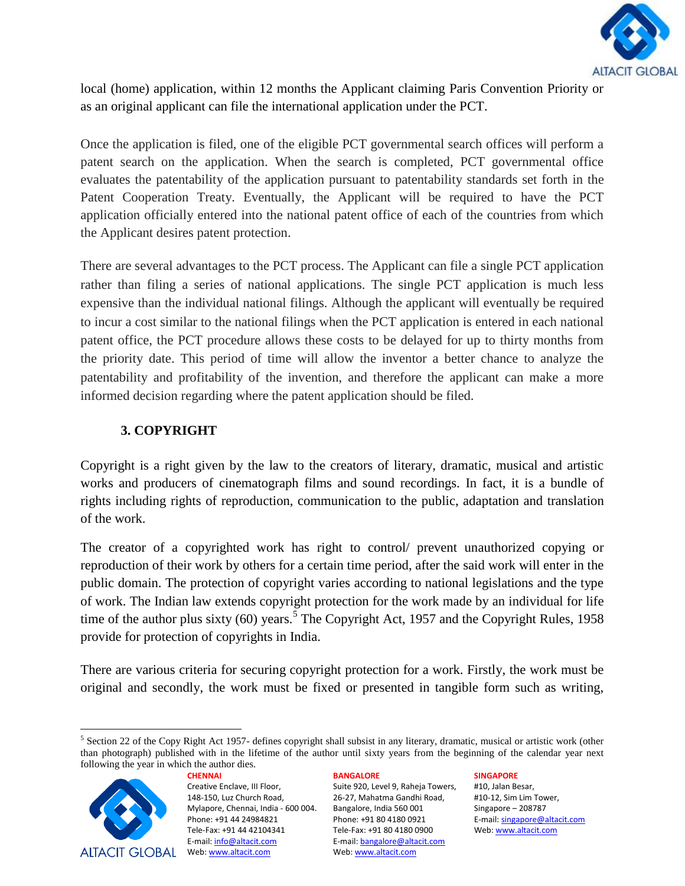local (home) application, within 12 months the Applicant claiming Paris Convention Priority or as an original applicant can file the international application under the PCT.

Once the application is filed, one of the eligible PCT governmental search offices will perform a patent search on the application. When the search is completed, PCT governmental office evaluates the patentability of the application pursuant to patentability standards set forth in the Patent Cooperation Treaty. Eventually, the Applicant will be required to have the PCT application officially entered into the national patent office of each of the countries from which the Applicant desires patent protection.

There are several advantages to the PCT process. The Applicant can file a single PCT application rather than filing a series of national applications. The single PCT application is much less expensive than the individual national filings. Although the applicant will eventually be required to incur a cost similar to the national filings when the PCT application is entered in each national patent office, the PCT procedure allows these costs to be delayed for up to thirty months from the priority date. This period of time will allow the inventor a better chance to analyze the patentability and profitability of the invention, and therefore the applicant can make a more informed decision regarding where the patent application should be filed.

## 3. COPYRIGHT

Copyright is a right given by the law to the creators of literary, dramatic, musical and artistic works and producers of cinematograph films and sound recordings. In fact, it is a bundle of rights including rights of reproduction, communication to the public, adaptation and translation of the work.

The creator of a copyrighted work has right to control/ prevent unauthorized copying or reproduction of their work by others for a certain time period, after the said work will enter in the public domain. The protection of copyright varies according to national legislations and the type of work. The Indian law extends copyright protection for the work made by an individual for life time of the author plus sixty (60) years.[5] The Copyright Act, 1957 and the Copyright Rules, 1958 provide for protection of copyrights in India.

There are various criteria for securing copyright protection for a work. Firstly, the work must be original and secondly, the work must be fixed or presented in tangible form such as writing,

---

[5] Section 22 of the Copy Right Act 1957- defines copyright shall subsist in any literary, dramatic, musical or artistic work (other than photograph) published with in the lifetime of the author until sixty years from the beginning of the calendar year next following the year in which the author dies.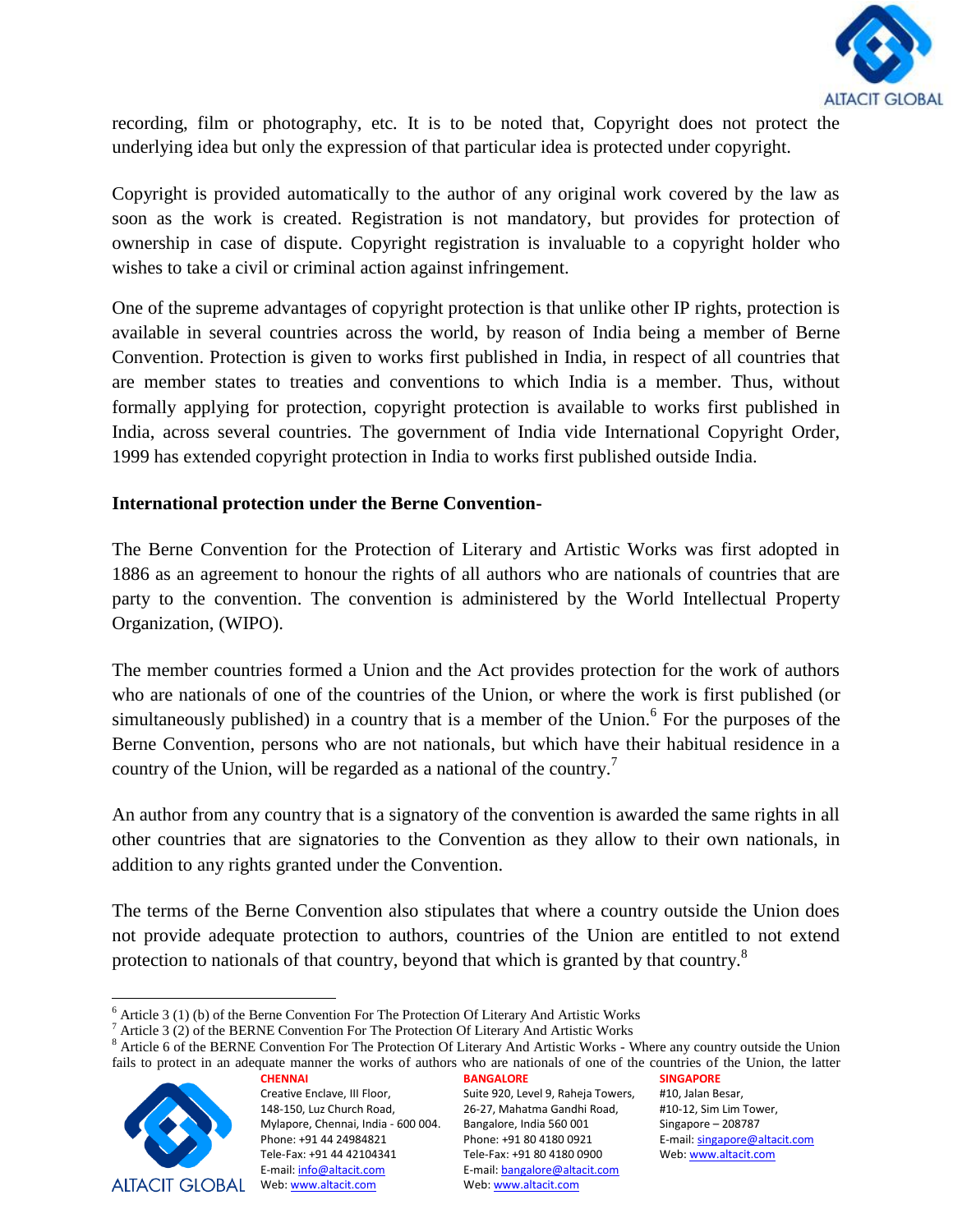recording, film or photography, etc. It is to be noted that, Copyright does not protect the underlying idea but only the expression of that particular idea is protected under copyright.

Copyright is provided automatically to the author of any original work covered by the law as soon as the work is created. Registration is not mandatory, but provides for protection of ownership in case of dispute. Copyright registration is invaluable to a copyright holder who wishes to take a civil or criminal action against infringement.

One of the supreme advantages of copyright protection is that unlike other IP rights, protection is available in several countries across the world, by reason of India being a member of Berne Convention. Protection is given to works first published in India, in respect of all countries that are member states to treaties and conventions to which India is a member. Thus, without formally applying for protection, copyright protection is available to works first published in India, across several countries. The government of India vide International Copyright Order, 1999 has extended copyright protection in India to works first published outside India.

**International protection under the Berne Convention-**

The Berne Convention for the Protection of Literary and Artistic Works was first adopted in 1886 as an agreement to honour the rights of all authors who are nationals of countries that are party to the convention. The convention is administered by the World Intellectual Property Organization, (WIPO).

The member countries formed a Union and the Act provides protection for the work of authors who are nationals of one of the countries of the Union, or where the work is first published (or simultaneously published) in a country that is a member of the Union.[6] For the purposes of the Berne Convention, persons who are not nationals, but which have their habitual residence in a country of the Union, will be regarded as a national of the country.[7]

An author from any country that is a signatory of the convention is awarded the same rights in all other countries that are signatories to the Convention as they allow to their own nationals, in addition to any rights granted under the Convention.

The terms of the Berne Convention also stipulates that where a country outside the Union does not provide adequate protection to authors, countries of the Union are entitled to not extend protection to nationals of that country, beyond that which is granted by that country.[8]

---

[6] Article 3 (1) (b) of the Berne Convention For The Protection Of Literary And Artistic Works

[7] Article 3 (2) of the BERNE Convention For The Protection Of Literary And Artistic Works

[8] Article 6 of the BERNE Convention For The Protection Of Literary And Artistic Works - Where any country outside the Union fails to protect in an adequate manner the works of authors who are nationals of one of the countries of the Union, the latter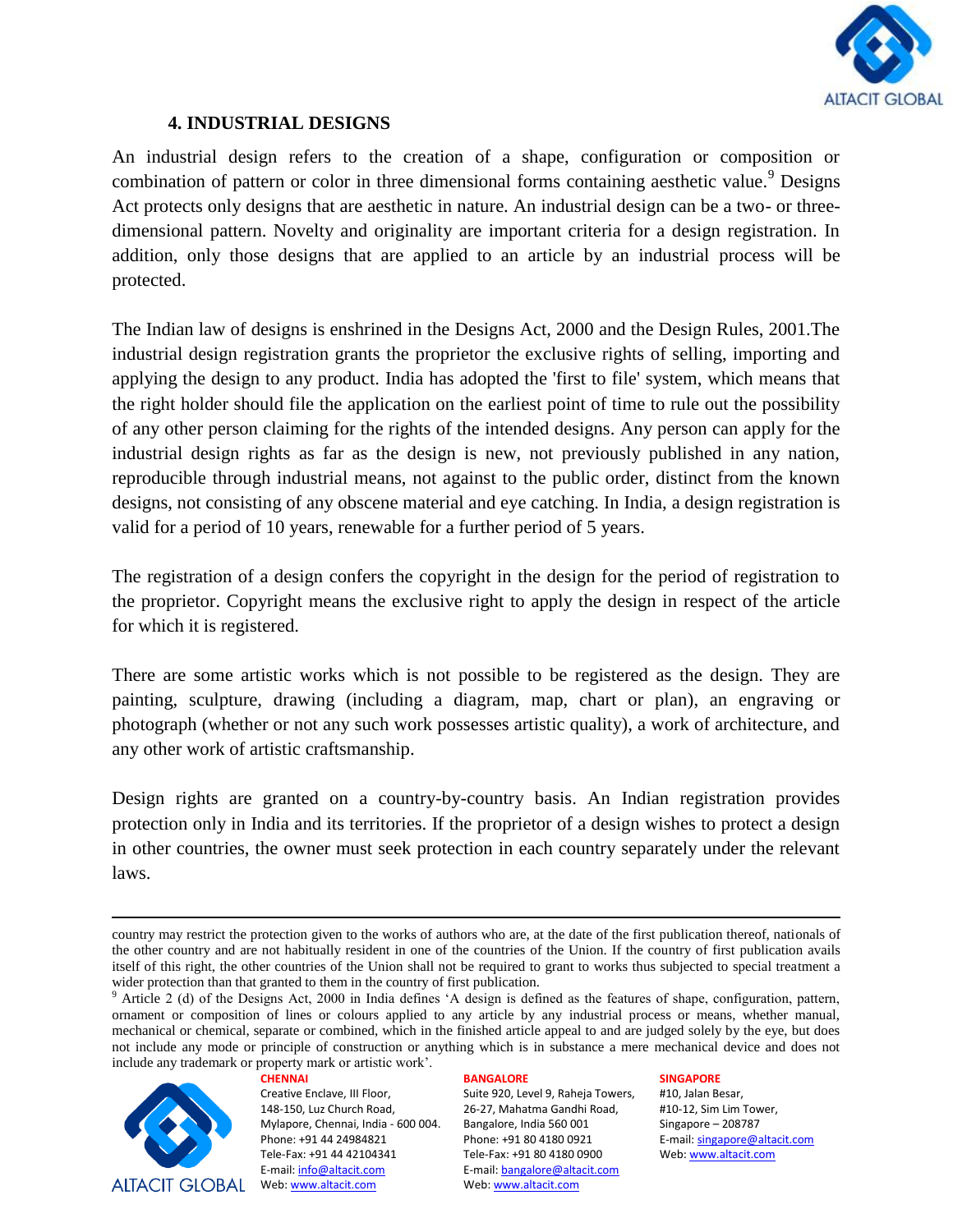### 4. INDUSTRIAL DESIGNS

An industrial design refers to the creation of a shape, configuration or composition or combination of pattern or color in three dimensional forms containing aesthetic value.[9] Designs Act protects only designs that are aesthetic in nature. An industrial design can be a two- or three-dimensional pattern. Novelty and originality are important criteria for a design registration. In addition, only those designs that are applied to an article by an industrial process will be protected.

The Indian law of designs is enshrined in the Designs Act, 2000 and the Design Rules, 2001.The industrial design registration grants the proprietor the exclusive rights of selling, importing and applying the design to any product. India has adopted the 'first to file' system, which means that the right holder should file the application on the earliest point of time to rule out the possibility of any other person claiming for the rights of the intended designs. Any person can apply for the industrial design rights as far as the design is new, not previously published in any nation, reproducible through industrial means, not against to the public order, distinct from the known designs, not consisting of any obscene material and eye catching. In India, a design registration is valid for a period of 10 years, renewable for a further period of 5 years.

The registration of a design confers the copyright in the design for the period of registration to the proprietor. Copyright means the exclusive right to apply the design in respect of the article for which it is registered.

There are some artistic works which is not possible to be registered as the design. They are painting, sculpture, drawing (including a diagram, map, chart or plan), an engraving or photograph (whether or not any such work possesses artistic quality), a work of architecture, and any other work of artistic craftsmanship.

Design rights are granted on a country-by-country basis. An Indian registration provides protection only in India and its territories. If the proprietor of a design wishes to protect a design in other countries, the owner must seek protection in each country separately under the relevant laws.

---

country may restrict the protection given to the works of authors who are, at the date of the first publication thereof, nationals of the other country and are not habitually resident in one of the countries of the Union. If the country of first publication avails itself of this right, the other countries of the Union shall not be required to grant to works thus subjected to special treatment a wider protection than that granted to them in the country of first publication.

[9] Article 2 (d) of the Designs Act, 2000 in India defines 'A design is defined as the features of shape, configuration, pattern, ornament or composition of lines or colours applied to any article by any industrial process or means, whether manual, mechanical or chemical, separate or combined, which in the finished article appeal to and are judged solely by the eye, but does not include any mode or principle of construction or anything which is in substance a mere mechanical device and does not include any trademark or property mark or artistic work'.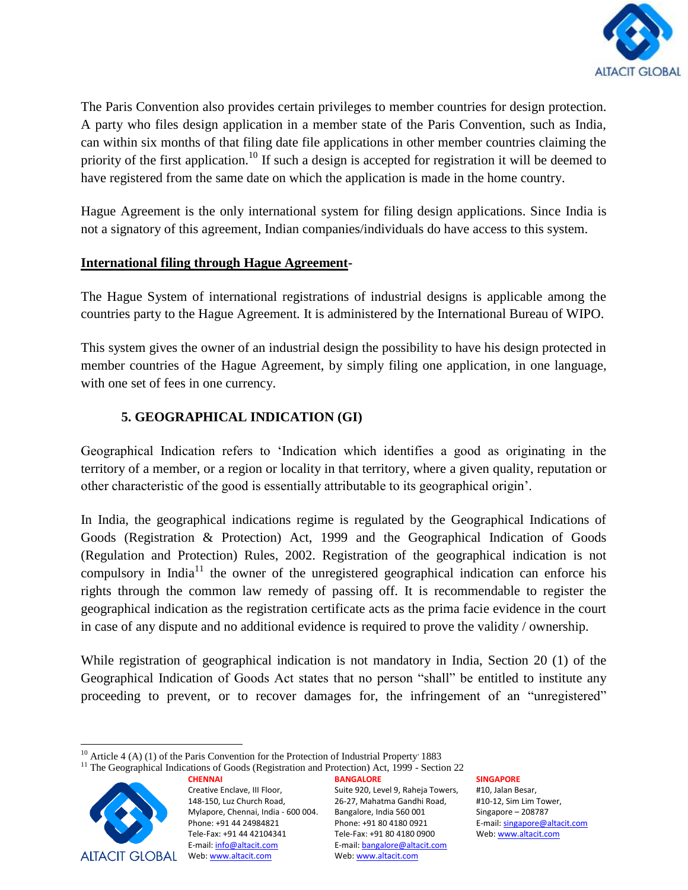The Paris Convention also provides certain privileges to member countries for design protection. A party who files design application in a member state of the Paris Convention, such as India, can within six months of that filing date file applications in other member countries claiming the priority of the first application.[10] If such a design is accepted for registration it will be deemed to have registered from the same date on which the application is made in the home country.

Hague Agreement is the only international system for filing design applications. Since India is not a signatory of this agreement, Indian companies/individuals do have access to this system.

**International filing through Hague Agreement-**

The Hague System of international registrations of industrial designs is applicable among the countries party to the Hague Agreement. It is administered by the International Bureau of WIPO.

This system gives the owner of an industrial design the possibility to have his design protected in member countries of the Hague Agreement, by simply filing one application, in one language, with one set of fees in one currency.

## 5. GEOGRAPHICAL INDICATION (GI)

Geographical Indication refers to 'Indication which identifies a good as originating in the territory of a member, or a region or locality in that territory, where a given quality, reputation or other characteristic of the good is essentially attributable to its geographical origin'.

In India, the geographical indications regime is regulated by the Geographical Indications of Goods (Registration & Protection) Act, 1999 and the Geographical Indication of Goods (Regulation and Protection) Rules, 2002. Registration of the geographical indication is not compulsory in India[11] the owner of the unregistered geographical indication can enforce his rights through the common law remedy of passing off. It is recommendable to register the geographical indication as the registration certificate acts as the prima facie evidence in the court in case of any dispute and no additional evidence is required to prove the validity / ownership.

While registration of geographical indication is not mandatory in India, Section 20 (1) of the Geographical Indication of Goods Act states that no person "shall" be entitled to institute any proceeding to prevent, or to recover damages for, the infringement of an "unregistered"

---

[10] Article 4 (A) (1) of the Paris Convention for the Protection of Industrial Property, 1883

[11] The Geographical Indications of Goods (Registration and Protection) Act, 1999 - Section 22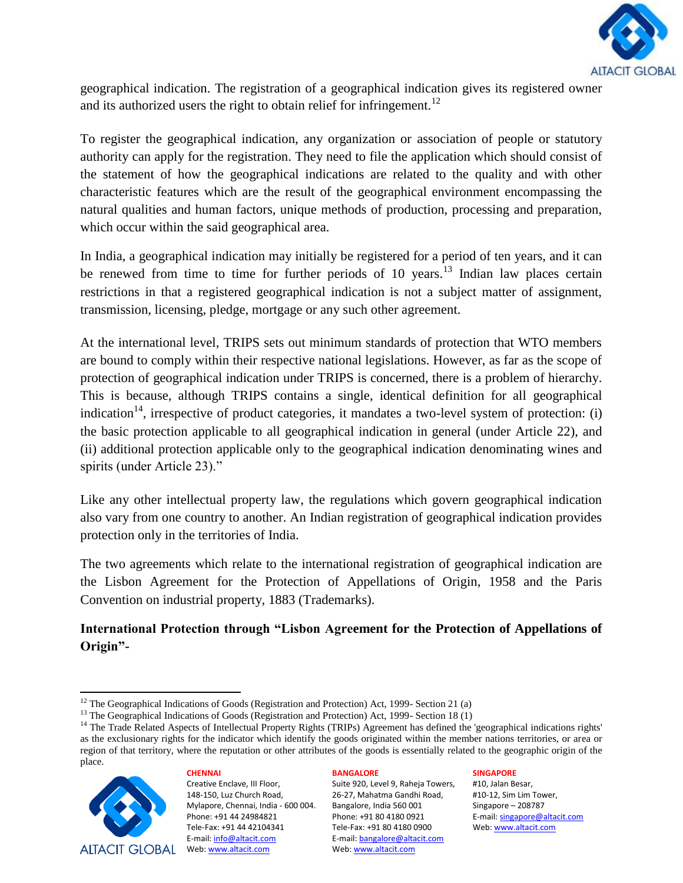geographical indication. The registration of a geographical indication gives its registered owner and its authorized users the right to obtain relief for infringement.[12]

To register the geographical indication, any organization or association of people or statutory authority can apply for the registration. They need to file the application which should consist of the statement of how the geographical indications are related to the quality and with other characteristic features which are the result of the geographical environment encompassing the natural qualities and human factors, unique methods of production, processing and preparation, which occur within the said geographical area.

In India, a geographical indication may initially be registered for a period of ten years, and it can be renewed from time to time for further periods of 10 years.[13] Indian law places certain restrictions in that a registered geographical indication is not a subject matter of assignment, transmission, licensing, pledge, mortgage or any such other agreement.

At the international level, TRIPS sets out minimum standards of protection that WTO members are bound to comply within their respective national legislations. However, as far as the scope of protection of geographical indication under TRIPS is concerned, there is a problem of hierarchy. This is because, although TRIPS contains a single, identical definition for all geographical indication[14], irrespective of product categories, it mandates a two-level system of protection: (i) the basic protection applicable to all geographical indication in general (under Article 22), and (ii) additional protection applicable only to the geographical indication denominating wines and spirits (under Article 23)."

Like any other intellectual property law, the regulations which govern geographical indication also vary from one country to another. An Indian registration of geographical indication provides protection only in the territories of India.

The two agreements which relate to the international registration of geographical indication are the Lisbon Agreement for the Protection of Appellations of Origin, 1958 and the Paris Convention on industrial property, 1883 (Trademarks).

**International Protection through "Lisbon Agreement for the Protection of Appellations of Origin"-**

---

[12] The Geographical Indications of Goods (Registration and Protection) Act, 1999- Section 21 (a)

[13] The Geographical Indications of Goods (Registration and Protection) Act, 1999- Section 18 (1)

[14] The Trade Related Aspects of Intellectual Property Rights (TRIPs) Agreement has defined the 'geographical indications rights' as the exclusionary rights for the indicator which identify the goods originated within the member nations territories, or area or region of that territory, where the reputation or other attributes of the goods is essentially related to the geographic origin of the place.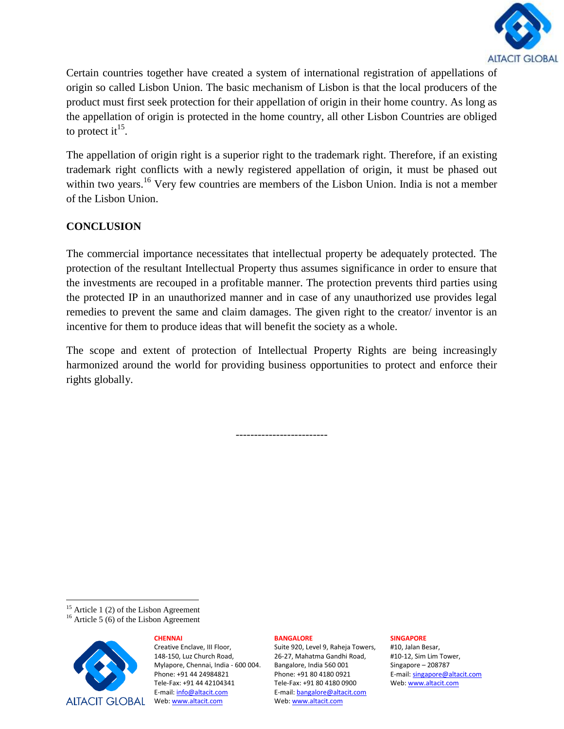Certain countries together have created a system of international registration of appellations of origin so called Lisbon Union. The basic mechanism of Lisbon is that the local producers of the product must first seek protection for their appellation of origin in their home country. As long as the appellation of origin is protected in the home country, all other Lisbon Countries are obliged to protect it[15].

The appellation of origin right is a superior right to the trademark right. Therefore, if an existing trademark right conflicts with a newly registered appellation of origin, it must be phased out within two years.[16] Very few countries are members of the Lisbon Union. India is not a member of the Lisbon Union.

## CONCLUSION

The commercial importance necessitates that intellectual property be adequately protected. The protection of the resultant Intellectual Property thus assumes significance in order to ensure that the investments are recouped in a profitable manner. The protection prevents third parties using the protected IP in an unauthorized manner and in case of any unauthorized use provides legal remedies to prevent the same and claim damages. The given right to the creator/ inventor is an incentive for them to produce ideas that will benefit the society as a whole.

The scope and extent of protection of Intellectual Property Rights are being increasingly harmonized around the world for providing business opportunities to protect and enforce their rights globally.

------------------------

[15] Article 1 (2) of the Lisbon Agreement

[16] Article 5 (6) of the Lisbon Agreement